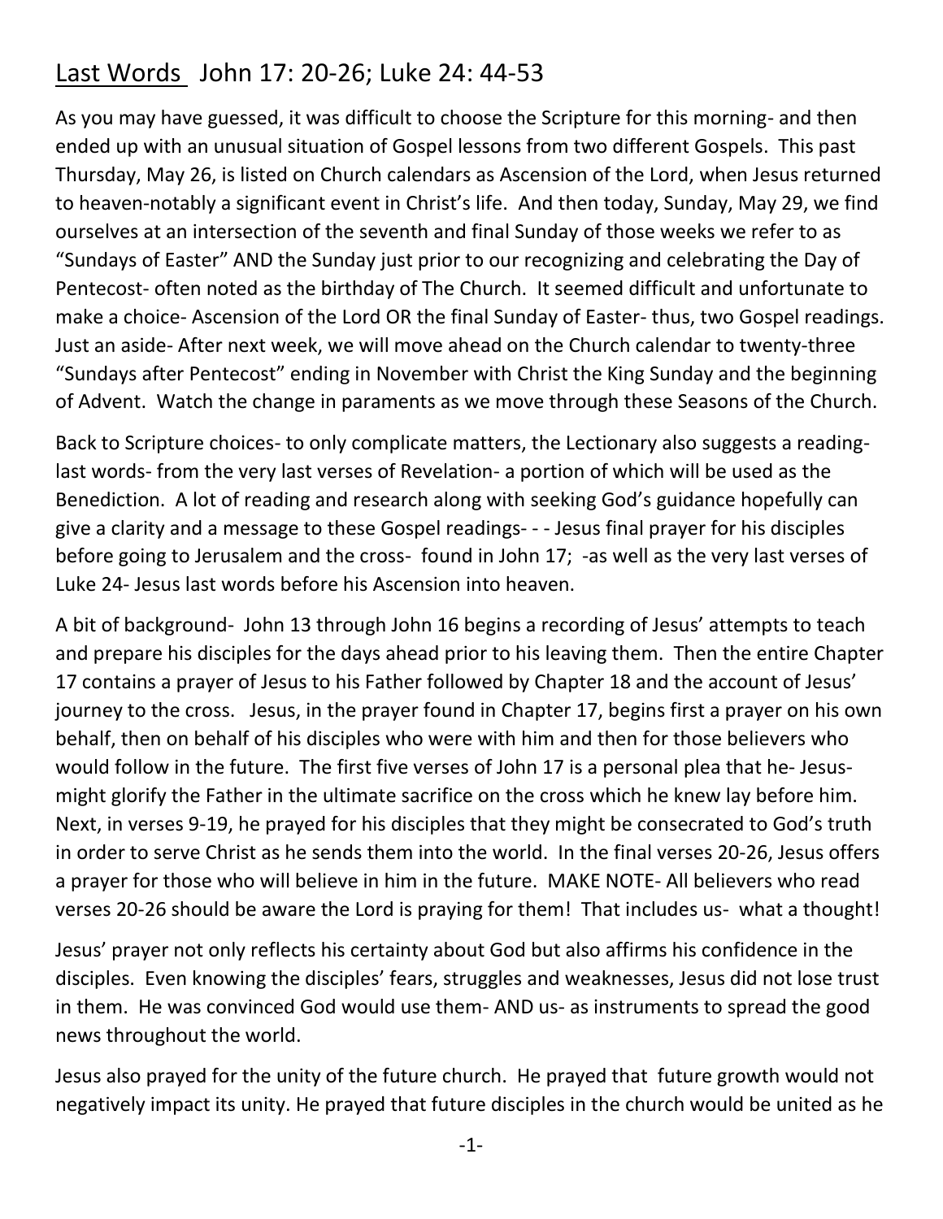# Last Words John 17: 20-26; Luke 24: 44-53

As you may have guessed, it was difficult to choose the Scripture for this morning- and then ended up with an unusual situation of Gospel lessons from two different Gospels. This past Thursday, May 26, is listed on Church calendars as Ascension of the Lord, when Jesus returned to heaven-notably a significant event in Christ's life. And then today, Sunday, May 29, we find ourselves at an intersection of the seventh and final Sunday of those weeks we refer to as "Sundays of Easter" AND the Sunday just prior to our recognizing and celebrating the Day of Pentecost- often noted as the birthday of The Church. It seemed difficult and unfortunate to make a choice- Ascension of the Lord OR the final Sunday of Easter- thus, two Gospel readings. Just an aside- After next week, we will move ahead on the Church calendar to twenty-three "Sundays after Pentecost" ending in November with Christ the King Sunday and the beginning of Advent. Watch the change in paraments as we move through these Seasons of the Church.

Back to Scripture choices- to only complicate matters, the Lectionary also suggests a reading- last words- from the very last verses of Revelation- a portion of which will be used as the Benediction. A lot of reading and research along with seeking God's guidance hopefully can give a clarity and a message to these Gospel readings- - - Jesus final prayer for his disciples before going to Jerusalem and the cross- found in John 17; -as well as the very last verses of Luke 24- Jesus last words before his Ascension into heaven.

A bit of background- John 13 through John 16 begins a recording of Jesus' attempts to teach and prepare his disciples for the days ahead prior to his leaving them. Then the entire Chapter 17 contains a prayer of Jesus to his Father followed by Chapter 18 and the account of Jesus' journey to the cross. Jesus, in the prayer found in Chapter 17, begins first a prayer on his own behalf, then on behalf of his disciples who were with him and then for those believers who would follow in the future. The first five verses of John 17 is a personal plea that he- Jesus- might glorify the Father in the ultimate sacrifice on the cross which he knew lay before him. Next, in verses 9-19, he prayed for his disciples that they might be consecrated to God's truth in order to serve Christ as he sends them into the world. In the final verses 20-26, Jesus offers a prayer for those who will believe in him in the future. MAKE NOTE- All believers who read verses 20-26 should be aware the Lord is praying for them! That includes us- what a thought!

Jesus' prayer not only reflects his certainty about God but also affirms his confidence in the disciples. Even knowing the disciples' fears, struggles and weaknesses, Jesus did not lose trust in them. He was convinced God would use them- AND us- as instruments to spread the good news throughout the world.

Jesus also prayed for the unity of the future church. He prayed that future growth would not negatively impact its unity. He prayed that future disciples in the church would be united as he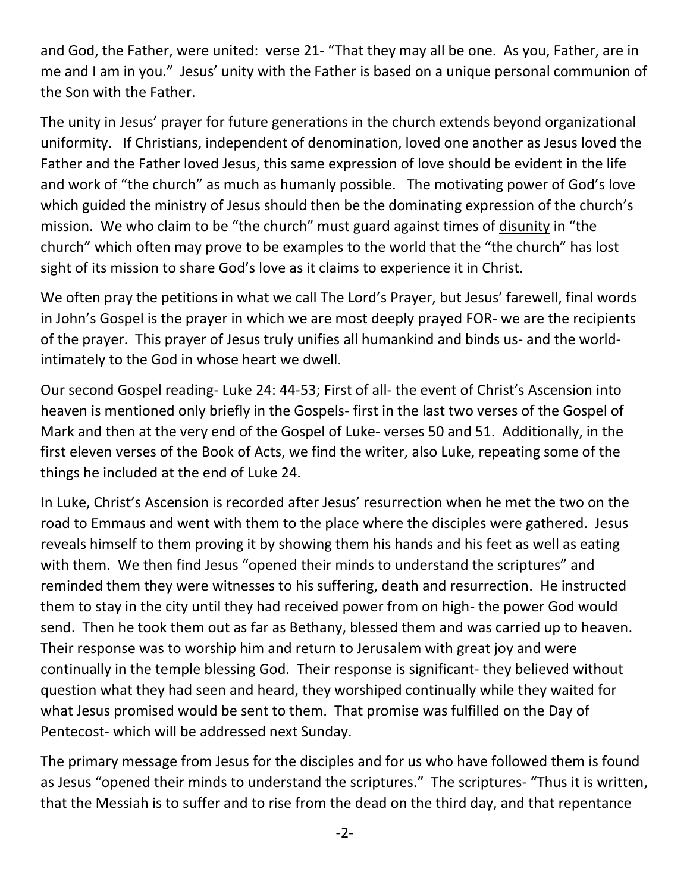and God, the Father, were united: verse 21- "That they may all be one. As you, Father, are in me and I am in you." Jesus' unity with the Father is based on a unique personal communion of the Son with the Father.

The unity in Jesus' prayer for future generations in the church extends beyond organizational uniformity. If Christians, independent of denomination, loved one another as Jesus loved the Father and the Father loved Jesus, this same expression of love should be evident in the life and work of "the church" as much as humanly possible. The motivating power of God's love which guided the ministry of Jesus should then be the dominating expression of the church's mission. We who claim to be "the church" must guard against times of <u>disunity</u> in "the church" which often may prove to be examples to the world that the "the church" has lost sight of its mission to share God's love as it claims to experience it in Christ.

We often pray the petitions in what we call The Lord's Prayer, but Jesus' farewell, final words in John's Gospel is the prayer in which we are most deeply prayed FOR- we are the recipients of the prayer. This prayer of Jesus truly unifies all humankind and binds us- and the world- intimately to the God in whose heart we dwell.

Our second Gospel reading- Luke 24: 44-53; First of all- the event of Christ's Ascension into heaven is mentioned only briefly in the Gospels- first in the last two verses of the Gospel of Mark and then at the very end of the Gospel of Luke- verses 50 and 51. Additionally, in the first eleven verses of the Book of Acts, we find the writer, also Luke, repeating some of the things he included at the end of Luke 24.

In Luke, Christ's Ascension is recorded after Jesus' resurrection when he met the two on the road to Emmaus and went with them to the place where the disciples were gathered. Jesus reveals himself to them proving it by showing them his hands and his feet as well as eating with them. We then find Jesus "opened their minds to understand the scriptures" and reminded them they were witnesses to his suffering, death and resurrection. He instructed them to stay in the city until they had received power from on high- the power God would send. Then he took them out as far as Bethany, blessed them and was carried up to heaven. Their response was to worship him and return to Jerusalem with great joy and were continually in the temple blessing God. Their response is significant- they believed without question what they had seen and heard, they worshiped continually while they waited for what Jesus promised would be sent to them. That promise was fulfilled on the Day of Pentecost- which will be addressed next Sunday.

The primary message from Jesus for the disciples and for us who have followed them is found as Jesus "opened their minds to understand the scriptures." The scriptures- "Thus it is written, that the Messiah is to suffer and to rise from the dead on the third day, and that repentance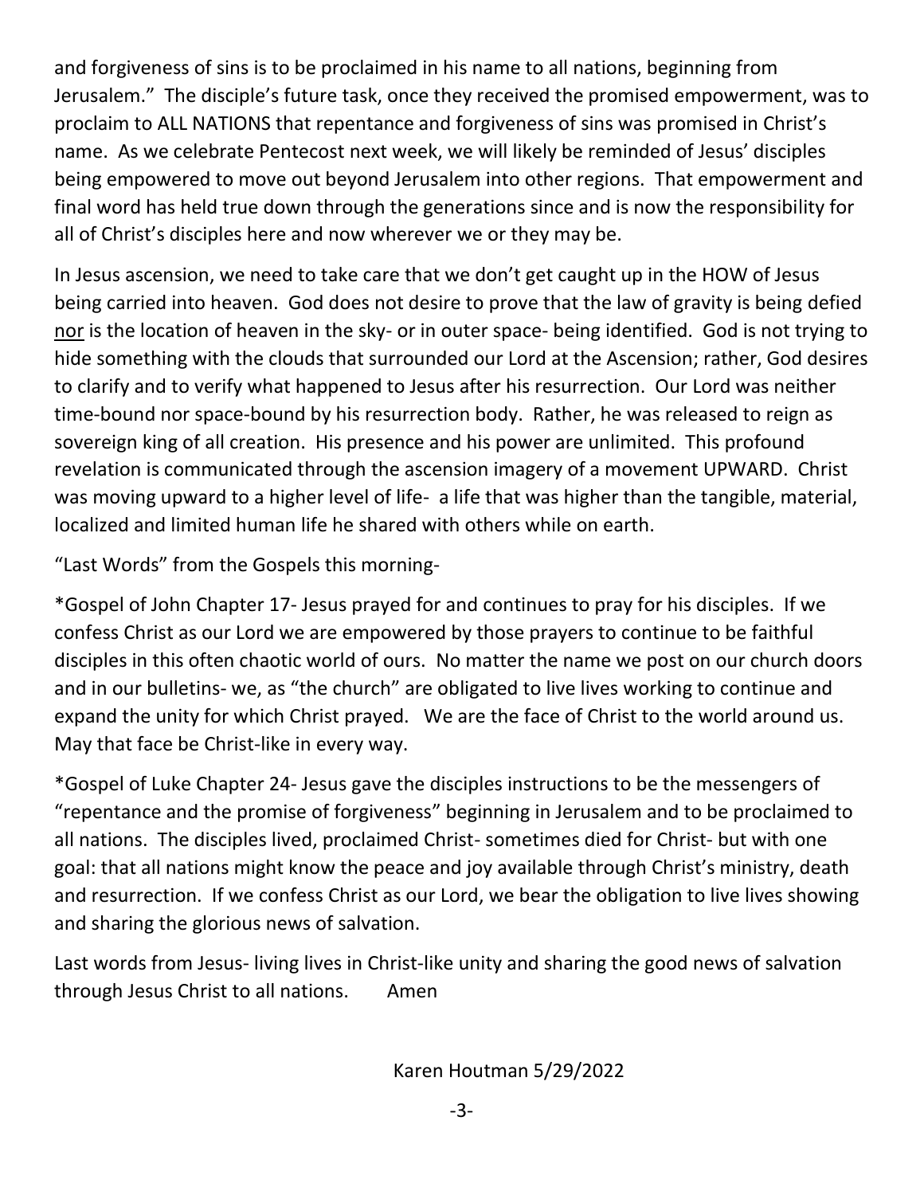and forgiveness of sins is to be proclaimed in his name to all nations, beginning from Jerusalem." The disciple's future task, once they received the promised empowerment, was to proclaim to ALL NATIONS that repentance and forgiveness of sins was promised in Christ's name. As we celebrate Pentecost next week, we will likely be reminded of Jesus' disciples being empowered to move out beyond Jerusalem into other regions. That empowerment and final word has held true down through the generations since and is now the responsibility for all of Christ's disciples here and now wherever we or they may be.

In Jesus ascension, we need to take care that we don't get caught up in the HOW of Jesus being carried into heaven. God does not desire to prove that the law of gravity is being defied nor is the location of heaven in the sky- or in outer space- being identified. God is not trying to hide something with the clouds that surrounded our Lord at the Ascension; rather, God desires to clarify and to verify what happened to Jesus after his resurrection. Our Lord was neither time-bound nor space-bound by his resurrection body. Rather, he was released to reign as sovereign king of all creation. His presence and his power are unlimited. This profound revelation is communicated through the ascension imagery of a movement UPWARD. Christ was moving upward to a higher level of life- a life that was higher than the tangible, material, localized and limited human life he shared with others while on earth.

"Last Words" from the Gospels this morning-

*Gospel of John Chapter 17- Jesus prayed for and continues to pray for his disciples. If we confess Christ as our Lord we are empowered by those prayers to continue to be faithful disciples in this often chaotic world of ours. No matter the name we post on our church doors and in our bulletins- we, as "the church" are obligated to live lives working to continue and expand the unity for which Christ prayed. We are the face of Christ to the world around us. May that face be Christ-like in every way.

*Gospel of Luke Chapter 24- Jesus gave the disciples instructions to be the messengers of "repentance and the promise of forgiveness" beginning in Jerusalem and to be proclaimed to all nations. The disciples lived, proclaimed Christ- sometimes died for Christ- but with one goal: that all nations might know the peace and joy available through Christ's ministry, death and resurrection. If we confess Christ as our Lord, we bear the obligation to live lives showing and sharing the glorious news of salvation.

Last words from Jesus- living lives in Christ-like unity and sharing the good news of salvation through Jesus Christ to all nations. Amen

Karen Houtman 5/29/2022